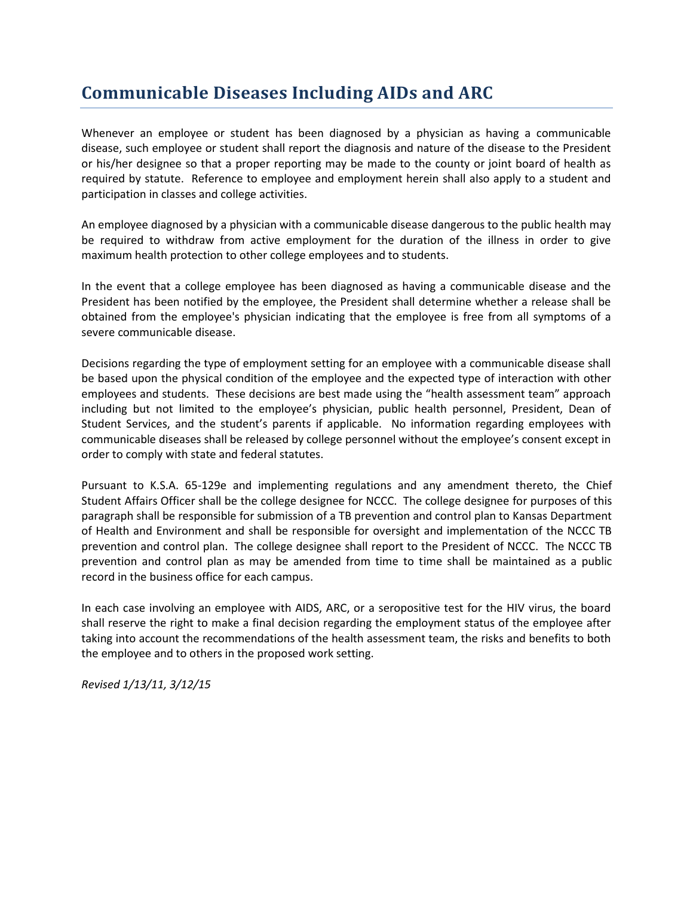# Communicable Diseases Including AIDs and ARC

Whenever an employee or student has been diagnosed by a physician as having a communicable disease, such employee or student shall report the diagnosis and nature of the disease to the President or his/her designee so that a proper reporting may be made to the county or joint board of health as required by statute. Reference to employee and employment herein shall also apply to a student and participation in classes and college activities.

An employee diagnosed by a physician with a communicable disease dangerous to the public health may be required to withdraw from active employment for the duration of the illness in order to give maximum health protection to other college employees and to students.

In the event that a college employee has been diagnosed as having a communicable disease and the President has been notified by the employee, the President shall determine whether a release shall be obtained from the employee's physician indicating that the employee is free from all symptoms of a severe communicable disease.

Decisions regarding the type of employment setting for an employee with a communicable disease shall be based upon the physical condition of the employee and the expected type of interaction with other employees and students. These decisions are best made using the "health assessment team" approach including but not limited to the employee's physician, public health personnel, President, Dean of Student Services, and the student's parents if applicable. No information regarding employees with communicable diseases shall be released by college personnel without the employee's consent except in order to comply with state and federal statutes.

Pursuant to K.S.A. 65-129e and implementing regulations and any amendment thereto, the Chief Student Affairs Officer shall be the college designee for NCCC. The college designee for purposes of this paragraph shall be responsible for submission of a TB prevention and control plan to Kansas Department of Health and Environment and shall be responsible for oversight and implementation of the NCCC TB prevention and control plan. The college designee shall report to the President of NCCC. The NCCC TB prevention and control plan as may be amended from time to time shall be maintained as a public record in the business office for each campus.

In each case involving an employee with AIDS, ARC, or a seropositive test for the HIV virus, the board shall reserve the right to make a final decision regarding the employment status of the employee after taking into account the recommendations of the health assessment team, the risks and benefits to both the employee and to others in the proposed work setting.

*Revised 1/13/11, 3/12/15*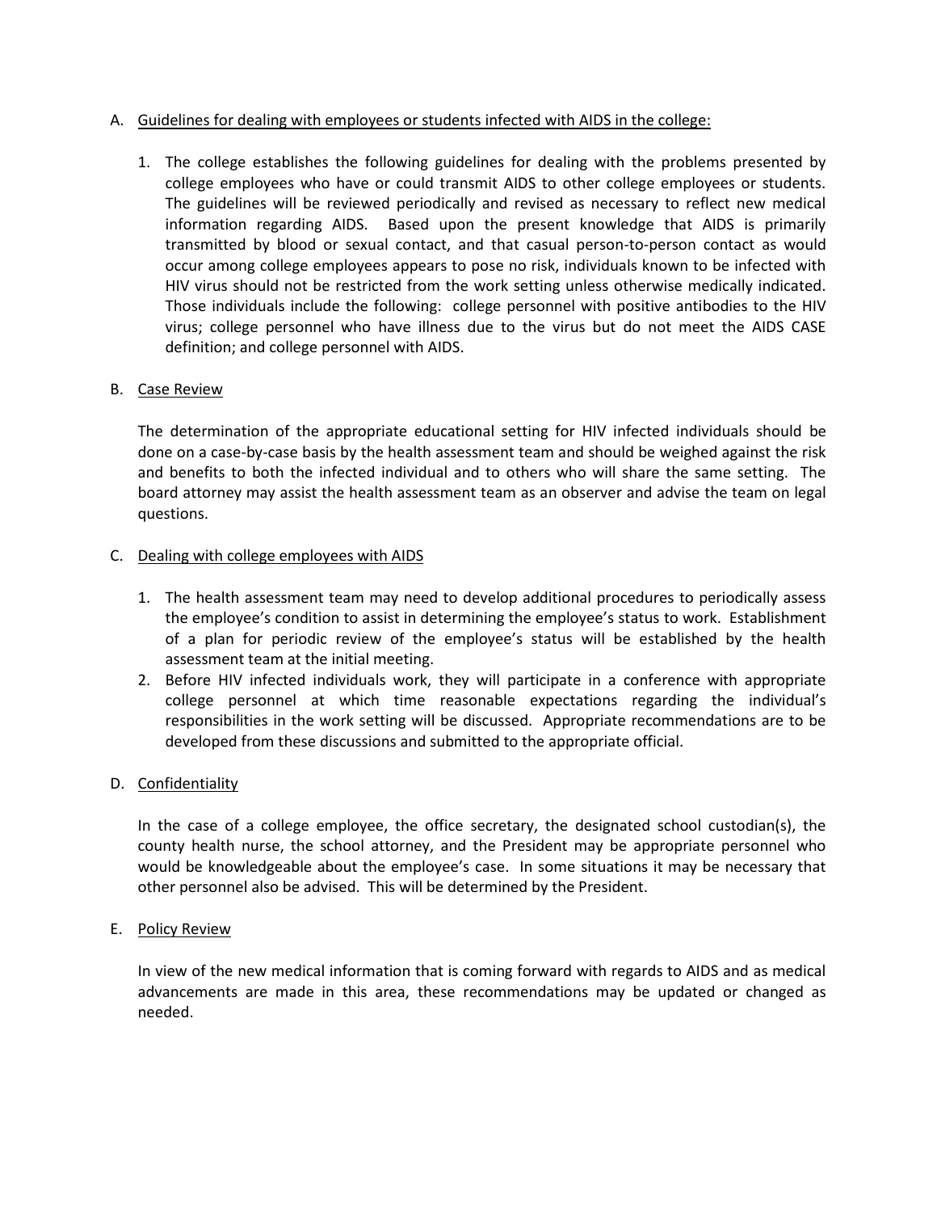A. Guidelines for dealing with employees or students infected with AIDS in the college:

1. The college establishes the following guidelines for dealing with the problems presented by college employees who have or could transmit AIDS to other college employees or students. The guidelines will be reviewed periodically and revised as necessary to reflect new medical information regarding AIDS. Based upon the present knowledge that AIDS is primarily transmitted by blood or sexual contact, and that casual person-to-person contact as would occur among college employees appears to pose no risk, individuals known to be infected with HIV virus should not be restricted from the work setting unless otherwise medically indicated. Those individuals include the following: college personnel with positive antibodies to the HIV virus; college personnel who have illness due to the virus but do not meet the AIDS CASE definition; and college personnel with AIDS.

B. Case Review

The determination of the appropriate educational setting for HIV infected individuals should be done on a case-by-case basis by the health assessment team and should be weighed against the risk and benefits to both the infected individual and to others who will share the same setting. The board attorney may assist the health assessment team as an observer and advise the team on legal questions.

C. Dealing with college employees with AIDS

1. The health assessment team may need to develop additional procedures to periodically assess the employee's condition to assist in determining the employee's status to work. Establishment of a plan for periodic review of the employee's status will be established by the health assessment team at the initial meeting.
2. Before HIV infected individuals work, they will participate in a conference with appropriate college personnel at which time reasonable expectations regarding the individual's responsibilities in the work setting will be discussed. Appropriate recommendations are to be developed from these discussions and submitted to the appropriate official.

D. Confidentiality

In the case of a college employee, the office secretary, the designated school custodian(s), the county health nurse, the school attorney, and the President may be appropriate personnel who would be knowledgeable about the employee's case. In some situations it may be necessary that other personnel also be advised. This will be determined by the President.

E. Policy Review

In view of the new medical information that is coming forward with regards to AIDS and as medical advancements are made in this area, these recommendations may be updated or changed as needed.